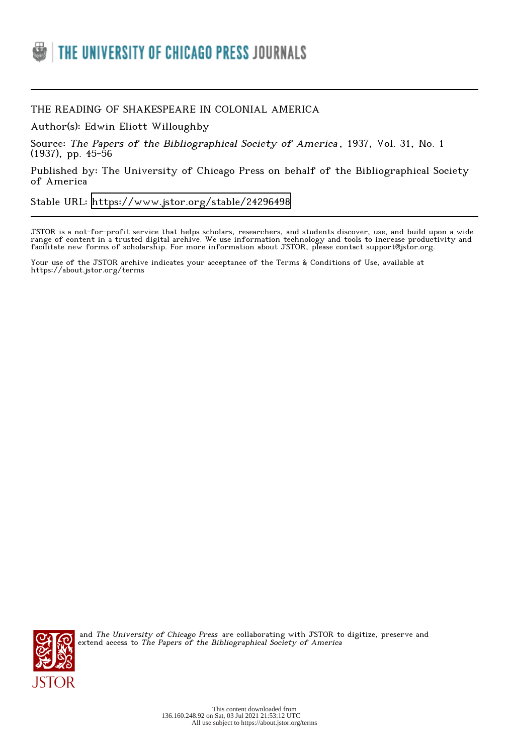THE UNIVERSITY OF CHICAGO PRESS JOURNALS

---

THE READING OF SHAKESPEARE IN COLONIAL AMERICA

Author(s): Edwin Eliott Willoughby

Source: *The Papers of the Bibliographical Society of America*, 1937, Vol. 31, No. 1 (1937), pp. 45-56

Published by: The University of Chicago Press on behalf of the Bibliographical Society of America

Stable URL: https://www.jstor.org/stable/24296498

---

JSTOR is a not-for-profit service that helps scholars, researchers, and students discover, use, and build upon a wide range of content in a trusted digital archive. We use information technology and tools to increase productivity and facilitate new forms of scholarship. For more information about JSTOR, please contact support@jstor.org.

Your use of the JSTOR archive indicates your acceptance of the Terms & Conditions of Use, available at https://about.jstor.org/terms

JSTOR and *The University of Chicago Press* are collaborating with JSTOR to digitize, preserve and extend access to *The Papers of the Bibliographical Society of America*

This content downloaded from 136.160.248.92 on Sat, 03 Jul 2021 21:53:12 UTC
All use subject to https://about.jstor.org/terms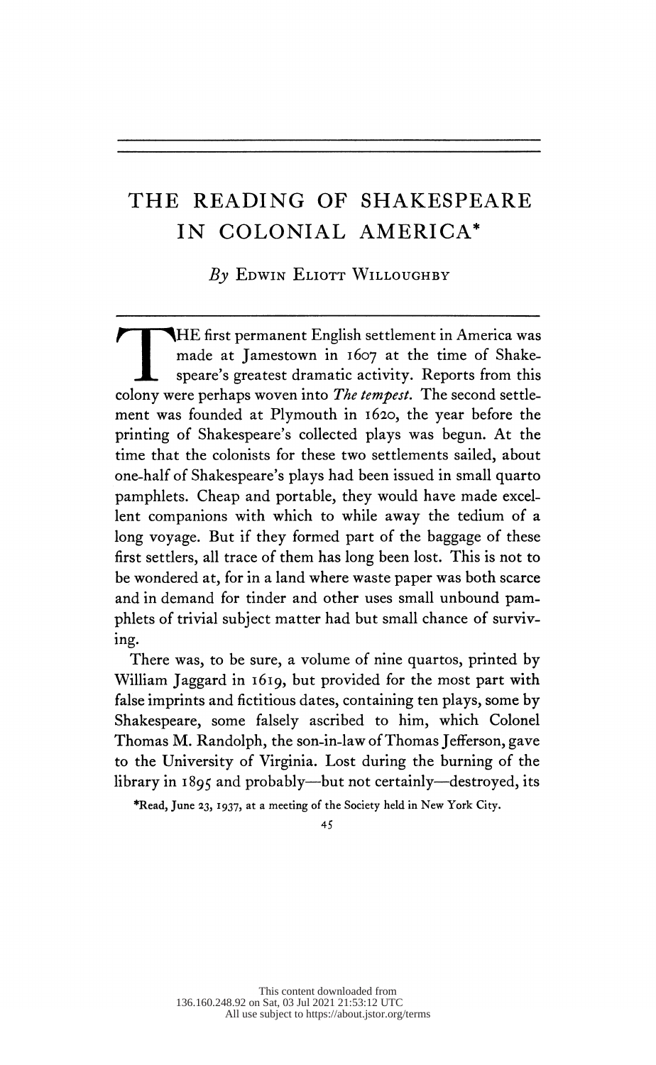# THE READING OF SHAKESPEARE IN COLONIAL AMERICA*

*By* Edwin Eliott Willoughby

THE first permanent English settlement in America was made at Jamestown in 1607 at the time of Shakespeare's greatest dramatic activity. Reports from this colony were perhaps woven into *The tempest.* The second settlement was founded at Plymouth in 1620, the year before the printing of Shakespeare's collected plays was begun. At the time that the colonists for these two settlements sailed, about one-half of Shakespeare's plays had been issued in small quarto pamphlets. Cheap and portable, they would have made excellent companions with which to while away the tedium of a long voyage. But if they formed part of the baggage of these first settlers, all trace of them has long been lost. This is not to be wondered at, for in a land where waste paper was both scarce and in demand for tinder and other uses small unbound pamphlets of trivial subject matter had but small chance of surviving.

There was, to be sure, a volume of nine quartos, printed by William Jaggard in 1619, but provided for the most part with false imprints and fictitious dates, containing ten plays, some by Shakespeare, some falsely ascribed to him, which Colonel Thomas M. Randolph, the son-in-law of Thomas Jefferson, gave to the University of Virginia. Lost during the burning of the library in 1895 and probably—but not certainly—destroyed, its

*Read, June 23, 1937, at a meeting of the Society held in New York City.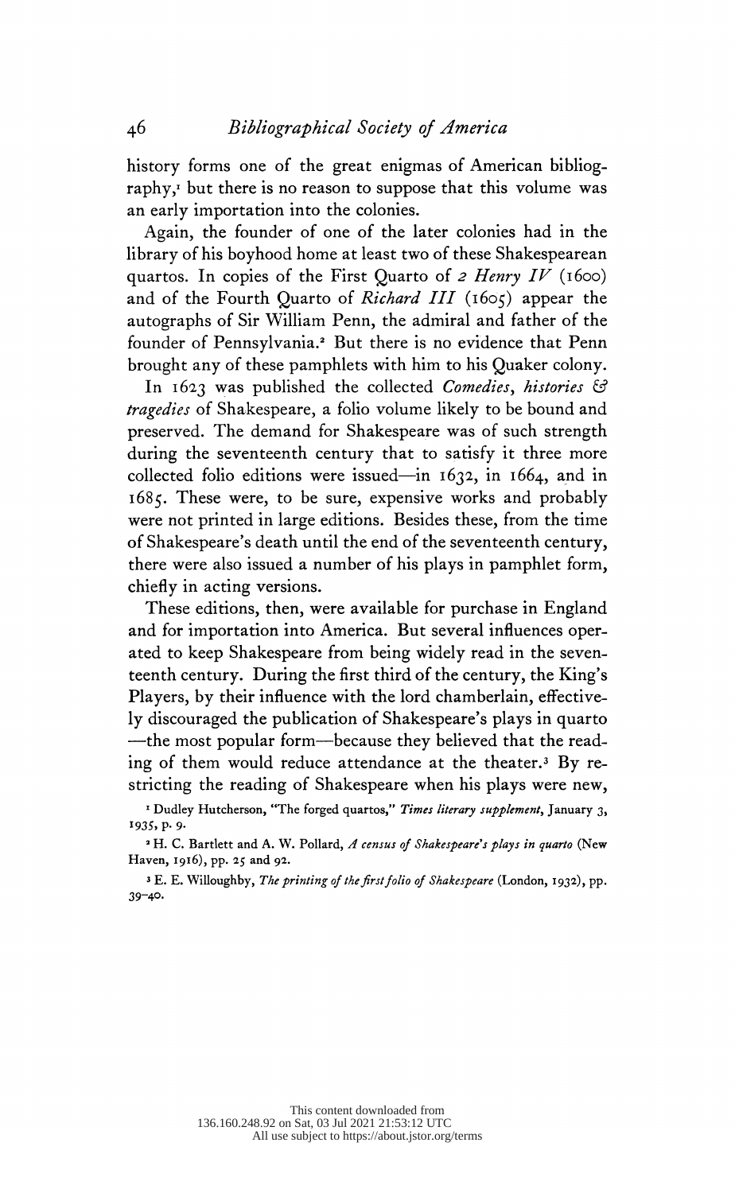history forms one of the great enigmas of American bibliography,[1] but there is no reason to suppose that this volume was an early importation into the colonies.

Again, the founder of one of the later colonies had in the library of his boyhood home at least two of these Shakespearean quartos. In copies of the First Quarto of *2 Henry IV* (1600) and of the Fourth Quarto of *Richard III* (1605) appear the autographs of Sir William Penn, the admiral and father of the founder of Pennsylvania.[2] But there is no evidence that Penn brought any of these pamphlets with him to his Quaker colony.

In 1623 was published the collected *Comedies, histories & tragedies* of Shakespeare, a folio volume likely to be bound and preserved. The demand for Shakespeare was of such strength during the seventeenth century that to satisfy it three more collected folio editions were issued—in 1632, in 1664, and in 1685. These were, to be sure, expensive works and probably were not printed in large editions. Besides these, from the time of Shakespeare's death until the end of the seventeenth century, there were also issued a number of his plays in pamphlet form, chiefly in acting versions.

These editions, then, were available for purchase in England and for importation into America. But several influences operated to keep Shakespeare from being widely read in the seventeenth century. During the first third of the century, the King's Players, by their influence with the lord chamberlain, effectively discouraged the publication of Shakespeare's plays in quarto—the most popular form—because they believed that the reading of them would reduce attendance at the theater.[3] By restricting the reading of Shakespeare when his plays were new,

[1] Dudley Hutcherson, "The forged quartos," *Times literary supplement*, January 3, 1935, p. 9.

[2] H. C. Bartlett and A. W. Pollard, *A census of Shakespeare's plays in quarto* (New Haven, 1916), pp. 25 and 92.

[3] E. E. Willoughby, *The printing of the first folio of Shakespeare* (London, 1932), pp. 39–40.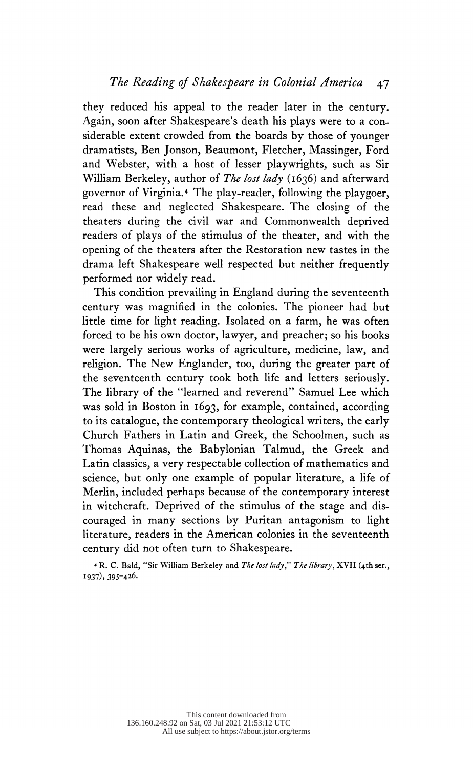they reduced his appeal to the reader later in the century. Again, soon after Shakespeare's death his plays were to a considerable extent crowded from the boards by those of younger dramatists, Ben Jonson, Beaumont, Fletcher, Massinger, Ford and Webster, with a host of lesser playwrights, such as Sir William Berkeley, author of *The lost lady* (1636) and afterward governor of Virginia.[4] The play-reader, following the playgoer, read these and neglected Shakespeare. The closing of the theaters during the civil war and Commonwealth deprived readers of plays of the stimulus of the theater, and with the opening of the theaters after the Restoration new tastes in the drama left Shakespeare well respected but neither frequently performed nor widely read.

This condition prevailing in England during the seventeenth century was magnified in the colonies. The pioneer had but little time for light reading. Isolated on a farm, he was often forced to be his own doctor, lawyer, and preacher; so his books were largely serious works of agriculture, medicine, law, and religion. The New Englander, too, during the greater part of the seventeenth century took both life and letters seriously. The library of the "learned and reverend" Samuel Lee which was sold in Boston in 1693, for example, contained, according to its catalogue, the contemporary theological writers, the early Church Fathers in Latin and Greek, the Schoolmen, such as Thomas Aquinas, the Babylonian Talmud, the Greek and Latin classics, a very respectable collection of mathematics and science, but only one example of popular literature, a life of Merlin, included perhaps because of the contemporary interest in witchcraft. Deprived of the stimulus of the stage and discouraged in many sections by Puritan antagonism to light literature, readers in the American colonies in the seventeenth century did not often turn to Shakespeare.

[4] R. C. Bald, "Sir William Berkeley and *The lost lady*," *The library*, XVII (4th ser., 1937), 395-426.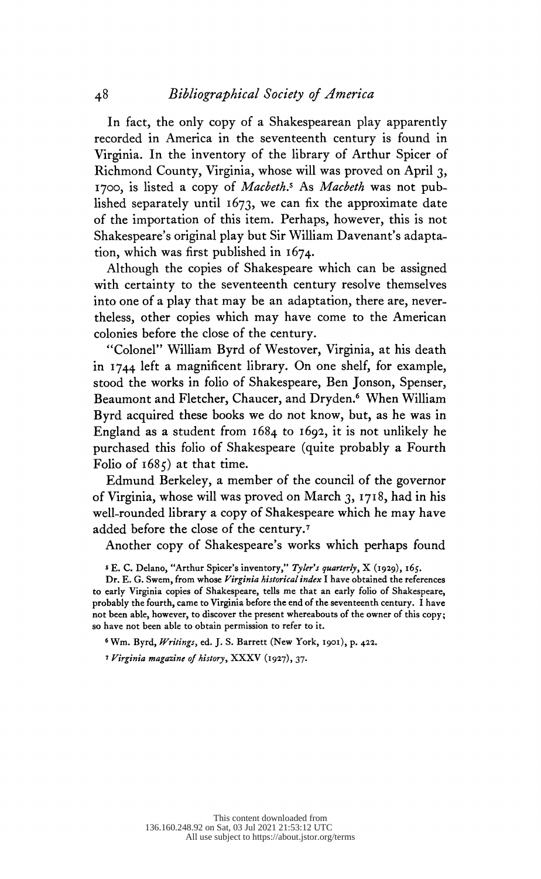In fact, the only copy of a Shakespearean play apparently recorded in America in the seventeenth century is found in Virginia. In the inventory of the library of Arthur Spicer of Richmond County, Virginia, whose will was proved on April 3, 1700, is listed a copy of *Macbeth*.[5] As *Macbeth* was not published separately until 1673, we can fix the approximate date of the importation of this item. Perhaps, however, this is not Shakespeare's original play but Sir William Davenant's adaptation, which was first published in 1674.

Although the copies of Shakespeare which can be assigned with certainty to the seventeenth century resolve themselves into one of a play that may be an adaptation, there are, nevertheless, other copies which may have come to the American colonies before the close of the century.

"Colonel" William Byrd of Westover, Virginia, at his death in 1744 left a magnificent library. On one shelf, for example, stood the works in folio of Shakespeare, Ben Jonson, Spenser, Beaumont and Fletcher, Chaucer, and Dryden.[6] When William Byrd acquired these books we do not know, but, as he was in England as a student from 1684 to 1692, it is not unlikely he purchased this folio of Shakespeare (quite probably a Fourth Folio of 1685) at that time.

Edmund Berkeley, a member of the council of the governor of Virginia, whose will was proved on March 3, 1718, had in his well-rounded library a copy of Shakespeare which he may have added before the close of the century.[7]

Another copy of Shakespeare's works which perhaps found

[5] E. C. Delano, "Arthur Spicer's inventory," *Tyler's quarterly*, X (1929), 165.

Dr. E. G. Swem, from whose *Virginia historical index* I have obtained the references to early Virginia copies of Shakespeare, tells me that an early folio of Shakespeare, probably the fourth, came to Virginia before the end of the seventeenth century. I have not been able, however, to discover the present whereabouts of the owner of this copy; so have not been able to obtain permission to refer to it.

[6] Wm. Byrd, *Writings*, ed. J. S. Barrett (New York, 1901), p. 422.

[7] *Virginia magazine of history*, XXXV (1927), 37.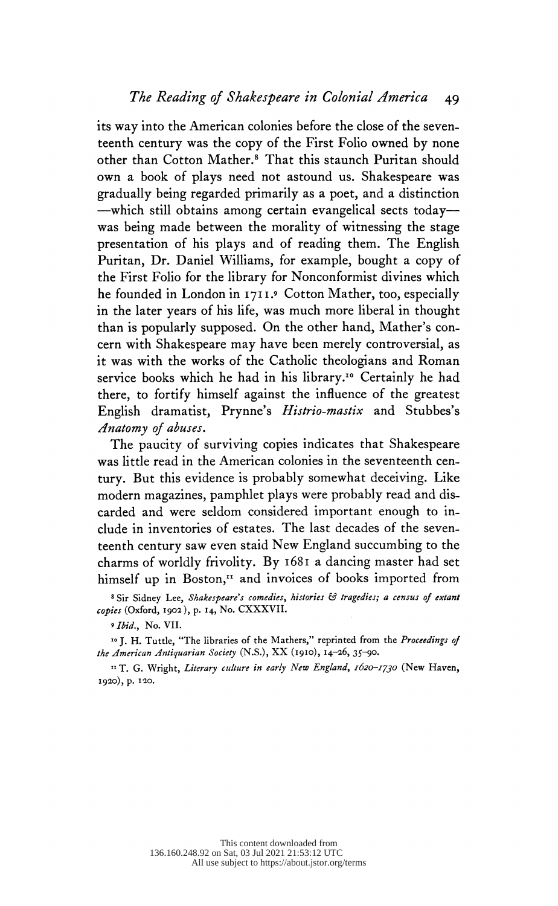its way into the American colonies before the close of the seventeenth century was the copy of the First Folio owned by none other than Cotton Mather.[8] That this staunch Puritan should own a book of plays need not astound us. Shakespeare was gradually being regarded primarily as a poet, and a distinction —which still obtains among certain evangelical sects today— was being made between the morality of witnessing the stage presentation of his plays and of reading them. The English Puritan, Dr. Daniel Williams, for example, bought a copy of the First Folio for the library for Nonconformist divines which he founded in London in 1711.[9] Cotton Mather, too, especially in the later years of his life, was much more liberal in thought than is popularly supposed. On the other hand, Mather's concern with Shakespeare may have been merely controversial, as it was with the works of the Catholic theologians and Roman service books which he had in his library.[10] Certainly he had there, to fortify himself against the influence of the greatest English dramatist, Prynne's *Histrio-mastix* and Stubbes's *Anatomy of abuses*.

The paucity of surviving copies indicates that Shakespeare was little read in the American colonies in the seventeenth century. But this evidence is probably somewhat deceiving. Like modern magazines, pamphlet plays were probably read and discarded and were seldom considered important enough to include in inventories of estates. The last decades of the seventeenth century saw even staid New England succumbing to the charms of worldly frivolity. By 1681 a dancing master had set himself up in Boston,[11] and invoices of books imported from

[8] Sir Sidney Lee, *Shakespeare's comedies, histories & tragedies; a census of extant copies* (Oxford, 1902), p. 14, No. CXXXVII.

[9] *Ibid.*, No. VII.

[10] J. H. Tuttle, "The libraries of the Mathers," reprinted from the *Proceedings of the American Antiquarian Society* (N.S.), XX (1910), 14–26, 35–90.

[11] T. G. Wright, *Literary culture in early New England, 1620–1730* (New Haven, 1920), p. 120.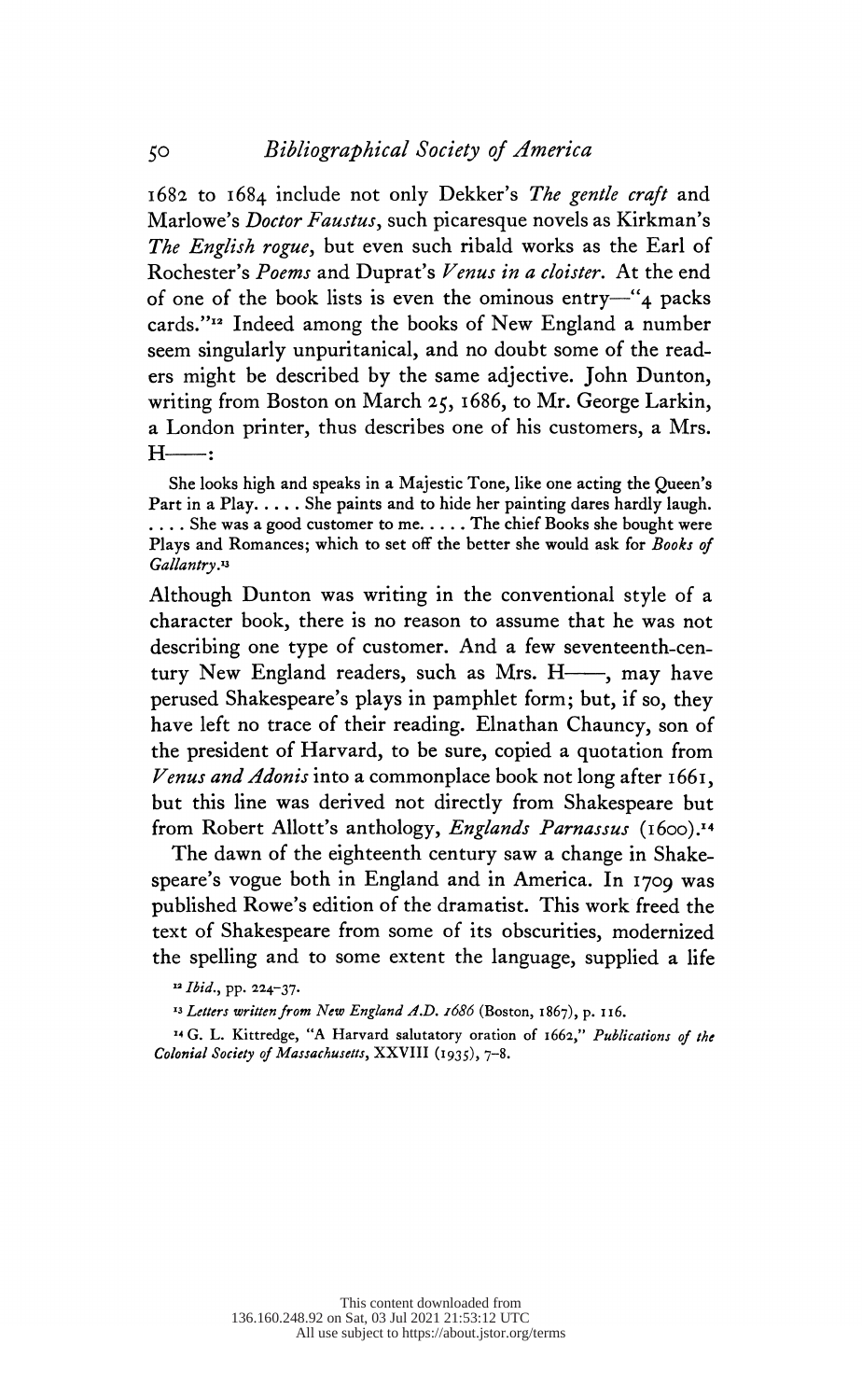1682 to 1684 include not only Dekker's *The gentle craft* and Marlowe's *Doctor Faustus*, such picaresque novels as Kirkman's *The English rogue*, but even such ribald works as the Earl of Rochester's *Poems* and Duprat's *Venus in a cloister*. At the end of one of the book lists is even the ominous entry—"4 packs cards."[12] Indeed among the books of New England a number seem singularly unpuritanical, and no doubt some of the readers might be described by the same adjective. John Dunton, writing from Boston on March 25, 1686, to Mr. George Larkin, a London printer, thus describes one of his customers, a Mrs. H——:

> She looks high and speaks in a Majestic Tone, like one acting the Queen's Part in a Play. . . . . She paints and to hide her painting dares hardly laugh. . . . . She was a good customer to me. . . . . The chief Books she bought were Plays and Romances; which to set off the better she would ask for *Books of Gallantry*.[13]

Although Dunton was writing in the conventional style of a character book, there is no reason to assume that he was not describing one type of customer. And a few seventeenth-century New England readers, such as Mrs. H——, may have perused Shakespeare's plays in pamphlet form; but, if so, they have left no trace of their reading. Elnathan Chauncy, son of the president of Harvard, to be sure, copied a quotation from *Venus and Adonis* into a commonplace book not long after 1661, but this line was derived not directly from Shakespeare but from Robert Allott's anthology, *Englands Parnassus* (1600).[14]

The dawn of the eighteenth century saw a change in Shakespeare's vogue both in England and in America. In 1709 was published Rowe's edition of the dramatist. This work freed the text of Shakespeare from some of its obscurities, modernized the spelling and to some extent the language, supplied a life

---

[12] *Ibid.*, pp. 224–37.

[13] *Letters written from New England A.D. 1686* (Boston, 1867), p. 116.

[14] G. L. Kittredge, "A Harvard salutatory oration of 1662," *Publications of the Colonial Society of Massachusetts*, XXVIII (1935), 7–8.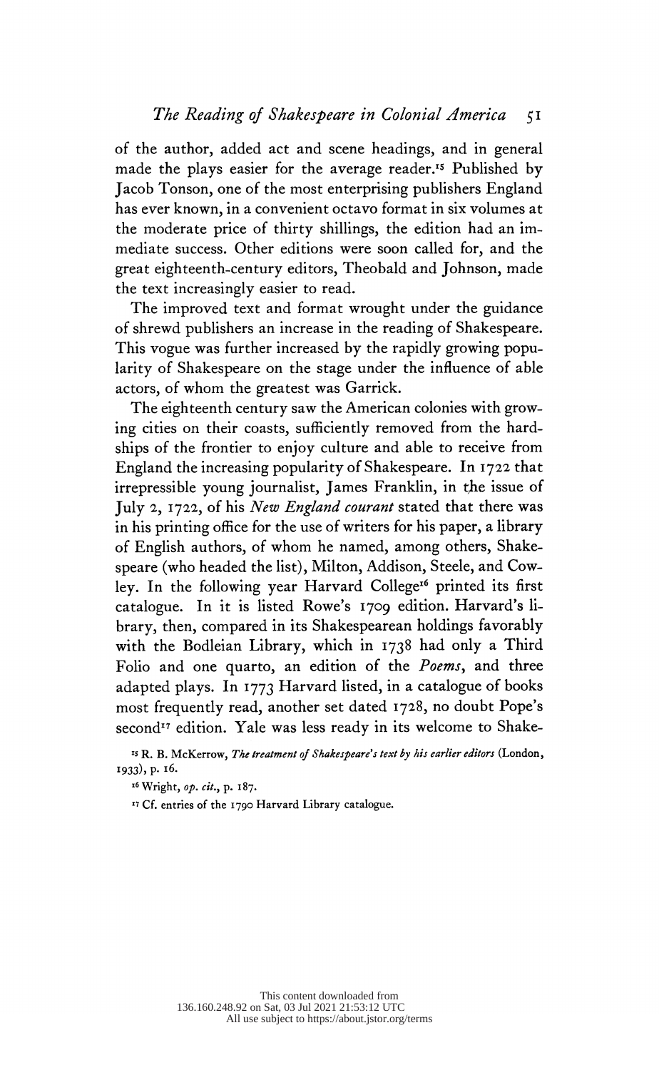of the author, added act and scene headings, and in general made the plays easier for the average reader.[15] Published by Jacob Tonson, one of the most enterprising publishers England has ever known, in a convenient octavo format in six volumes at the moderate price of thirty shillings, the edition had an immediate success. Other editions were soon called for, and the great eighteenth-century editors, Theobald and Johnson, made the text increasingly easier to read.

The improved text and format wrought under the guidance of shrewd publishers an increase in the reading of Shakespeare. This vogue was further increased by the rapidly growing popularity of Shakespeare on the stage under the influence of able actors, of whom the greatest was Garrick.

The eighteenth century saw the American colonies with growing cities on their coasts, sufficiently removed from the hardships of the frontier to enjoy culture and able to receive from England the increasing popularity of Shakespeare. In 1722 that irrepressible young journalist, James Franklin, in the issue of July 2, 1722, of his *New England courant* stated that there was in his printing office for the use of writers for his paper, a library of English authors, of whom he named, among others, Shakespeare (who headed the list), Milton, Addison, Steele, and Cowley. In the following year Harvard College[16] printed its first catalogue. In it is listed Rowe's 1709 edition. Harvard's library, then, compared in its Shakespearean holdings favorably with the Bodleian Library, which in 1738 had only a Third Folio and one quarto, an edition of the *Poems*, and three adapted plays. In 1773 Harvard listed, in a catalogue of books most frequently read, another set dated 1728, no doubt Pope's second[17] edition. Yale was less ready in its welcome to Shake-

[15] R. B. McKerrow, *The treatment of Shakespeare's text by his earlier editors* (London, 1933), p. 16.

[16] Wright, *op. cit.*, p. 187.

[17] Cf. entries of the 1790 Harvard Library catalogue.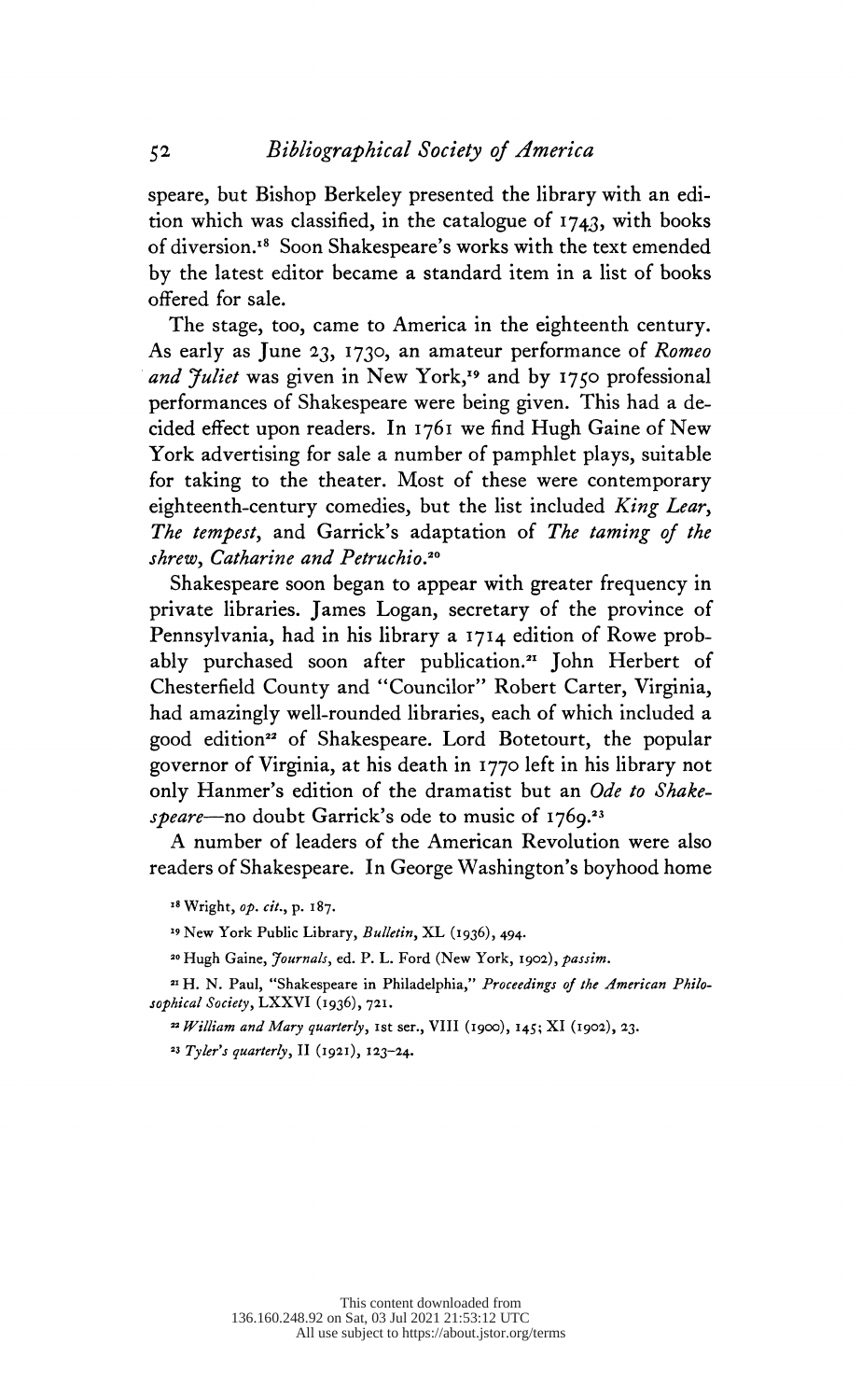speare, but Bishop Berkeley presented the library with an edition which was classified, in the catalogue of 1743, with books of diversion.[18] Soon Shakespeare's works with the text emended by the latest editor became a standard item in a list of books offered for sale.

The stage, too, came to America in the eighteenth century. As early as June 23, 1730, an amateur performance of *Romeo and Juliet* was given in New York,[19] and by 1750 professional performances of Shakespeare were being given. This had a decided effect upon readers. In 1761 we find Hugh Gaine of New York advertising for sale a number of pamphlet plays, suitable for taking to the theater. Most of these were contemporary eighteenth-century comedies, but the list included *King Lear*, *The tempest*, and Garrick's adaptation of *The taming of the shrew*, *Catharine and Petruchio*.[20]

Shakespeare soon began to appear with greater frequency in private libraries. James Logan, secretary of the province of Pennsylvania, had in his library a 1714 edition of Rowe probably purchased soon after publication.[21] John Herbert of Chesterfield County and "Councilor" Robert Carter, Virginia, had amazingly well-rounded libraries, each of which included a good edition[22] of Shakespeare. Lord Botetourt, the popular governor of Virginia, at his death in 1770 left in his library not only Hanmer's edition of the dramatist but an *Ode to Shakespeare*—no doubt Garrick's ode to music of 1769.[23]

A number of leaders of the American Revolution were also readers of Shakespeare. In George Washington's boyhood home

[18] Wright, *op. cit.*, p. 187.

[19] New York Public Library, *Bulletin*, XL (1936), 494.

[20] Hugh Gaine, *Journals*, ed. P. L. Ford (New York, 1902), *passim*.

[21] H. N. Paul, "Shakespeare in Philadelphia," *Proceedings of the American Philosophical Society*, LXXVI (1936), 721.

[22] *William and Mary quarterly*, 1st ser., VIII (1900), 145; XI (1902), 23.

[23] *Tyler's quarterly*, II (1921), 123–24.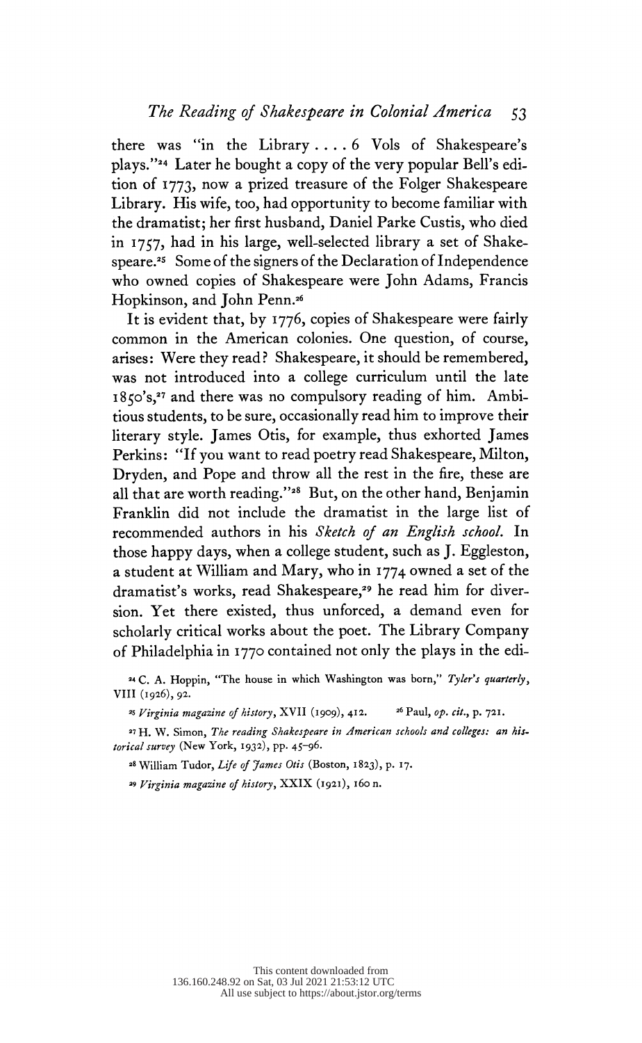there was "in the Library . . . . 6 Vols of Shakespeare's plays."[24] Later he bought a copy of the very popular Bell's edition of 1773, now a prized treasure of the Folger Shakespeare Library. His wife, too, had opportunity to become familiar with the dramatist; her first husband, Daniel Parke Custis, who died in 1757, had in his large, well-selected library a set of Shakespeare.[25] Some of the signers of the Declaration of Independence who owned copies of Shakespeare were John Adams, Francis Hopkinson, and John Penn.[26]

It is evident that, by 1776, copies of Shakespeare were fairly common in the American colonies. One question, of course, arises: Were they read? Shakespeare, it should be remembered, was not introduced into a college curriculum until the late 1850's,[27] and there was no compulsory reading of him. Ambitious students, to be sure, occasionally read him to improve their literary style. James Otis, for example, thus exhorted James Perkins: "If you want to read poetry read Shakespeare, Milton, Dryden, and Pope and throw all the rest in the fire, these are all that are worth reading."[28] But, on the other hand, Benjamin Franklin did not include the dramatist in the large list of recommended authors in his *Sketch of an English school.* In those happy days, when a college student, such as J. Eggleston, a student at William and Mary, who in 1774 owned a set of the dramatist's works, read Shakespeare,[29] he read him for diversion. Yet there existed, thus unforced, a demand even for scholarly critical works about the poet. The Library Company of Philadelphia in 1770 contained not only the plays in the edi-

[24] C. A. Hoppin, "The house in which Washington was born," *Tyler's quarterly*, VIII (1926), 92.

[25] *Virginia magazine of history*, XVII (1909), 412.

[26] Paul, *op. cit.*, p. 721.

[27] H. W. Simon, *The reading Shakespeare in American schools and colleges: an historical survey* (New York, 1932), pp. 45–96.

[28] William Tudor, *Life of James Otis* (Boston, 1823), p. 17.

[29] *Virginia magazine of history*, XXIX (1921), 160 n.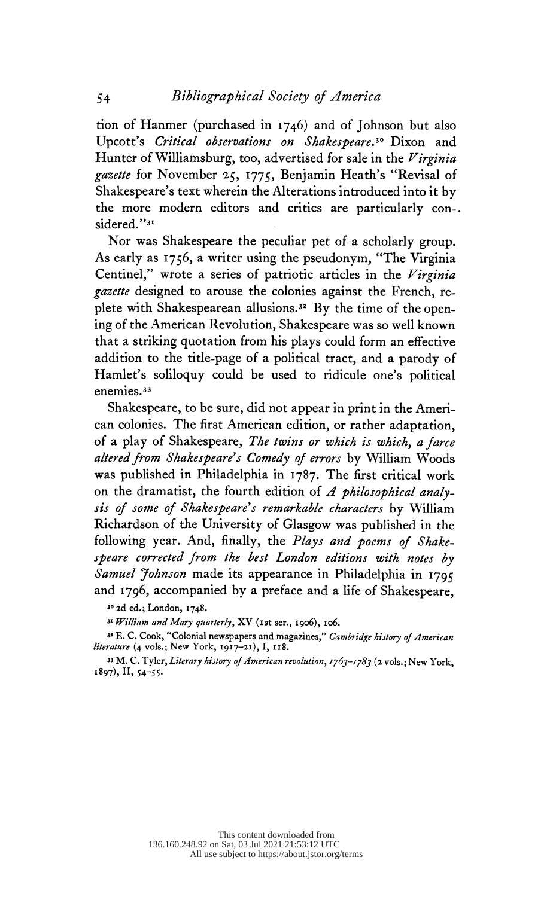tion of Hanmer (purchased in 1746) and of Johnson but also Upcott's *Critical observations on Shakespeare*.[30] Dixon and Hunter of Williamsburg, too, advertised for sale in the *Virginia gazette* for November 25, 1775, Benjamin Heath's "Revisal of Shakespeare's text wherein the Alterations introduced into it by the more modern editors and critics are particularly considered."[31]

Nor was Shakespeare the peculiar pet of a scholarly group. As early as 1756, a writer using the pseudonym, "The Virginia Centinel," wrote a series of patriotic articles in the *Virginia gazette* designed to arouse the colonies against the French, replete with Shakespearean allusions.[32] By the time of the opening of the American Revolution, Shakespeare was so well known that a striking quotation from his plays could form an effective addition to the title-page of a political tract, and a parody of Hamlet's soliloquy could be used to ridicule one's political enemies.[33]

Shakespeare, to be sure, did not appear in print in the American colonies. The first American edition, or rather adaptation, of a play of Shakespeare, *The twins or which is which, a farce altered from Shakespeare's Comedy of errors* by William Woods was published in Philadelphia in 1787. The first critical work on the dramatist, the fourth edition of *A philosophical analysis of some of Shakespeare's remarkable characters* by William Richardson of the University of Glasgow was published in the following year. And, finally, the *Plays and poems of Shakespeare corrected from the best London editions with notes by Samuel Johnson* made its appearance in Philadelphia in 1795 and 1796, accompanied by a preface and a life of Shakespeare,

[30] 2d ed.; London, 1748.

[31] *William and Mary quarterly*, XV (1st ser., 1906), 106.

[32] E. C. Cook, "Colonial newspapers and magazines," *Cambridge history of American literature* (4 vols.; New York, 1917–21), I, 118.

[33] M. C. Tyler, *Literary history of American revolution, 1763–1783* (2 vols.; New York, 1897), II, 54–55.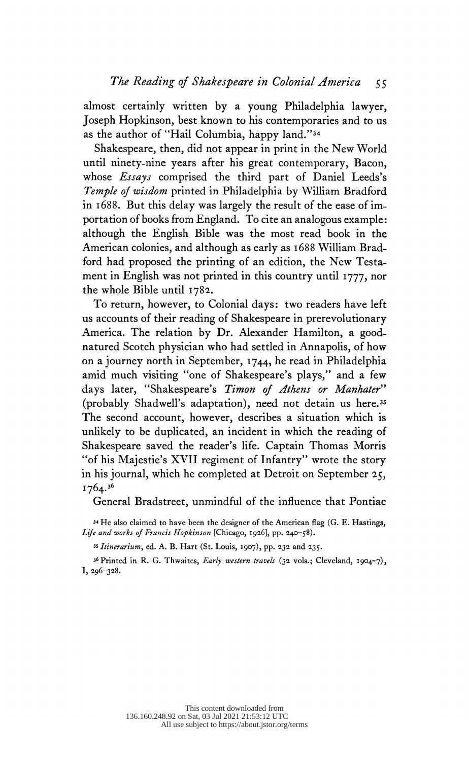almost certainly written by a young Philadelphia lawyer, Joseph Hopkinson, best known to his contemporaries and to us as the author of "Hail Columbia, happy land."[34]

Shakespeare, then, did not appear in print in the New World until ninety-nine years after his great contemporary, Bacon, whose *Essays* comprised the third part of Daniel Leeds's *Temple of wisdom* printed in Philadelphia by William Bradford in 1688. But this delay was largely the result of the ease of importation of books from England. To cite an analogous example: although the English Bible was the most read book in the American colonies, and although as early as 1688 William Bradford had proposed the printing of an edition, the New Testament in English was not printed in this country until 1777, nor the whole Bible until 1782.

To return, however, to Colonial days: two readers have left us accounts of their reading of Shakespeare in prerevolutionary America. The relation by Dr. Alexander Hamilton, a good-natured Scotch physician who had settled in Annapolis, of how on a journey north in September, 1744, he read in Philadelphia amid much visiting "one of Shakespeare's plays," and a few days later, "Shakespeare's *Timon of Athens or Manhater*" (probably Shadwell's adaptation), need not detain us here.[35] The second account, however, describes a situation which is unlikely to be duplicated, an incident in which the reading of Shakespeare saved the reader's life. Captain Thomas Morris "of his Majestie's XVII regiment of Infantry" wrote the story in his journal, which he completed at Detroit on September 25, 1764.[36]

General Bradstreet, unmindful of the influence that Pontiac

[34] He also claimed to have been the designer of the American flag (G. E. Hastings, *Life and works of Francis Hopkinson* [Chicago, 1926], pp. 240–58).

[35] *Itinerarium*, ed. A. B. Hart (St. Louis, 1907), pp. 232 and 235.

[36] Printed in R. G. Thwaites, *Early western travels* (32 vols.; Cleveland, 1904–7), I, 296–328.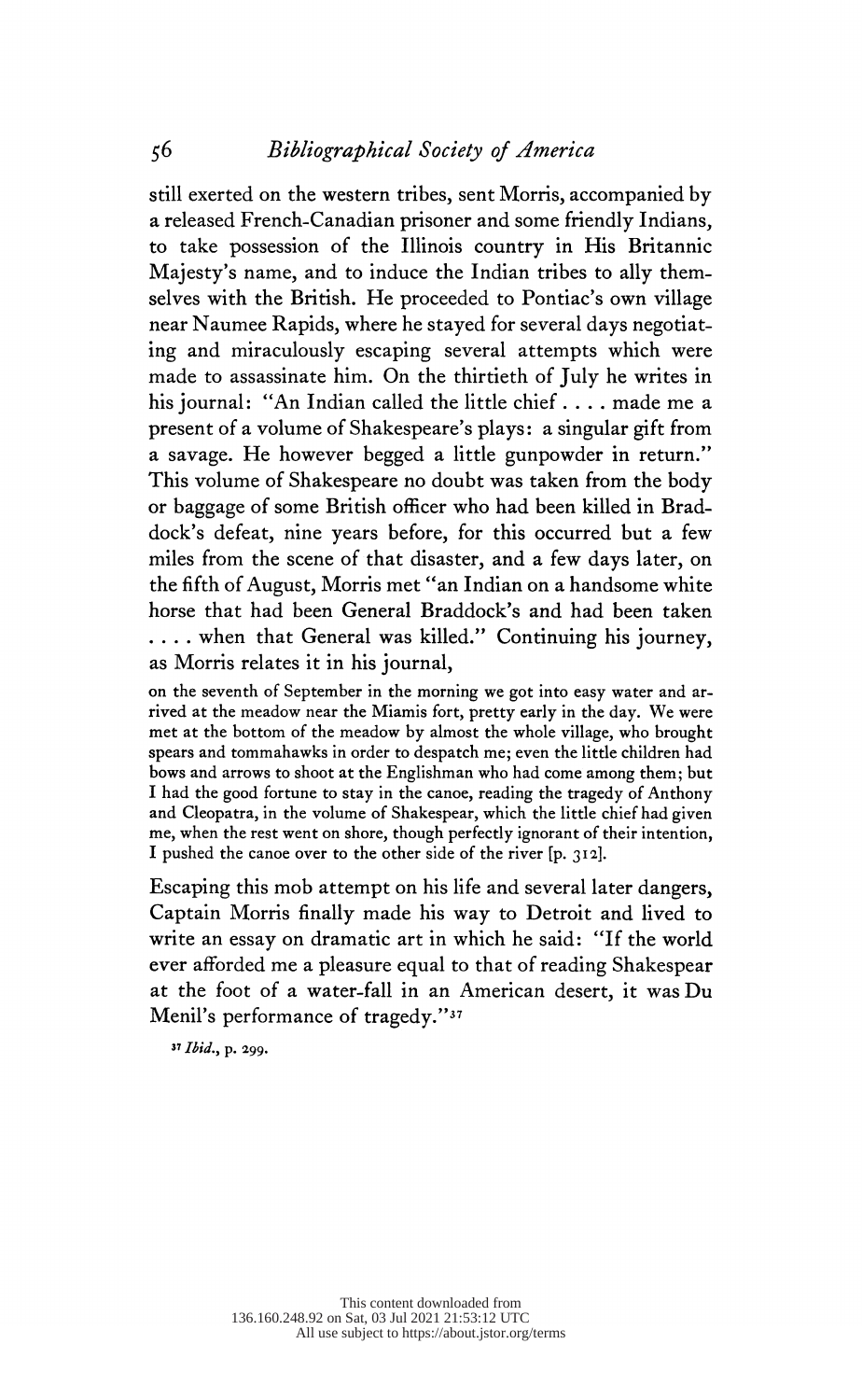still exerted on the western tribes, sent Morris, accompanied by a released French-Canadian prisoner and some friendly Indians, to take possession of the Illinois country in His Britannic Majesty's name, and to induce the Indian tribes to ally themselves with the British. He proceeded to Pontiac's own village near Naumee Rapids, where he stayed for several days negotiating and miraculously escaping several attempts which were made to assassinate him. On the thirtieth of July he writes in his journal: "An Indian called the little chief . . . . made me a present of a volume of Shakespeare's plays: a singular gift from a savage. He however begged a little gunpowder in return." This volume of Shakespeare no doubt was taken from the body or baggage of some British officer who had been killed in Braddock's defeat, nine years before, for this occurred but a few miles from the scene of that disaster, and a few days later, on the fifth of August, Morris met "an Indian on a handsome white horse that had been General Braddock's and had been taken . . . . when that General was killed." Continuing his journey, as Morris relates it in his journal,

> on the seventh of September in the morning we got into easy water and arrived at the meadow near the Miamis fort, pretty early in the day. We were met at the bottom of the meadow by almost the whole village, who brought spears and tommahawks in order to despatch me; even the little children had bows and arrows to shoot at the Englishman who had come among them; but I had the good fortune to stay in the canoe, reading the tragedy of Anthony and Cleopatra, in the volume of Shakespear, which the little chief had given me, when the rest went on shore, though perfectly ignorant of their intention, I pushed the canoe over to the other side of the river [p. 312].

Escaping this mob attempt on his life and several later dangers, Captain Morris finally made his way to Detroit and lived to write an essay on dramatic art in which he said: "If the world ever afforded me a pleasure equal to that of reading Shakespear at the foot of a water-fall in an American desert, it was Du Menil's performance of tragedy."[37]

[37] *Ibid.*, p. 299.